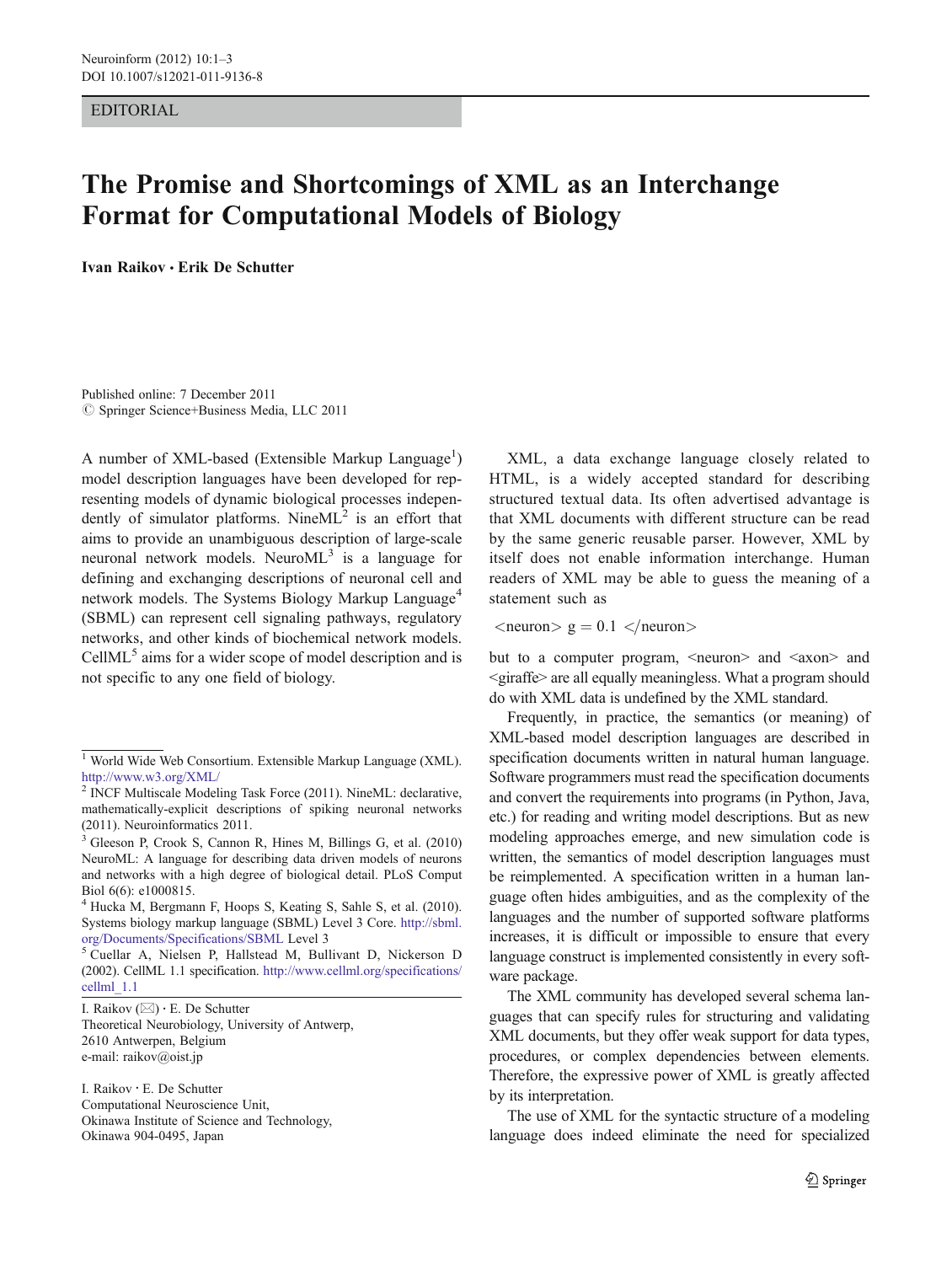EDITORIAL

# The Promise and Shortcomings of XML as an Interchange Format for Computational Models of Biology

**Ivan Raikov · Erik De Schutter**

Published online: 7 December 2011
© Springer Science+Business Media, LLC 2011

A number of XML-based (Extensible Markup Language[1]) model description languages have been developed for representing models of dynamic biological processes independently of simulator platforms. NineML[2] is an effort that aims to provide an unambiguous description of large-scale neuronal network models. NeuroML[3] is a language for defining and exchanging descriptions of neuronal cell and network models. The Systems Biology Markup Language[4] (SBML) can represent cell signaling pathways, regulatory networks, and other kinds of biochemical network models. CellML[5] aims for a wider scope of model description and is not specific to any one field of biology.

XML, a data exchange language closely related to HTML, is a widely accepted standard for describing structured textual data. Its often advertised advantage is that XML documents with different structure can be read by the same generic reusable parser. However, XML by itself does not enable information interchange. Human readers of XML may be able to guess the meaning of a statement such as

<neuron> g = 0.1 </neuron>

but to a computer program, <neuron> and <axon> and <giraffe> are all equally meaningless. What a program should do with XML data is undefined by the XML standard.

Frequently, in practice, the semantics (or meaning) of XML-based model description languages are described in specification documents written in natural human language. Software programmers must read the specification documents and convert the requirements into programs (in Python, Java, etc.) for reading and writing model descriptions. But as new modeling approaches emerge, and new simulation code is written, the semantics of model description languages must be reimplemented. A specification written in a human language often hides ambiguities, and as the complexity of the languages and the number of supported software platforms increases, it is difficult or impossible to ensure that every language construct is implemented consistently in every software package.

The XML community has developed several schema languages that can specify rules for structuring and validating XML documents, but they offer weak support for data types, procedures, or complex dependencies between elements. Therefore, the expressive power of XML is greatly affected by its interpretation.

The use of XML for the syntactic structure of a modeling language does indeed eliminate the need for specialized

---

[1] World Wide Web Consortium. Extensible Markup Language (XML). http://www.w3.org/XML/

[2] INCF Multiscale Modeling Task Force (2011). NineML: declarative, mathematically-explicit descriptions of spiking neuronal networks (2011). Neuroinformatics 2011.

[3] Gleeson P, Crook S, Cannon R, Hines M, Billings G, et al. (2010) NeuroML: A language for describing data driven models of neurons and networks with a high degree of biological detail. PLoS Comput Biol 6(6): e1000815.

[4] Hucka M, Bergmann F, Hoops S, Keating S, Sahle S, et al. (2010). Systems biology markup language (SBML) Level 3 Core. http://sbml.org/Documents/Specifications/SBML Level 3

[5] Cuellar A, Nielsen P, Hallstead M, Bullivant D, Nickerson D (2002). CellML 1.1 specification. http://www.cellml.org/specifications/cellml_1.1

I. Raikov (✉) · E. De Schutter
Theoretical Neurobiology, University of Antwerp,
2610 Antwerpen, Belgium
e-mail: raikov@oist.jp

I. Raikov · E. De Schutter
Computational Neuroscience Unit,
Okinawa Institute of Science and Technology,
Okinawa 904-0495, Japan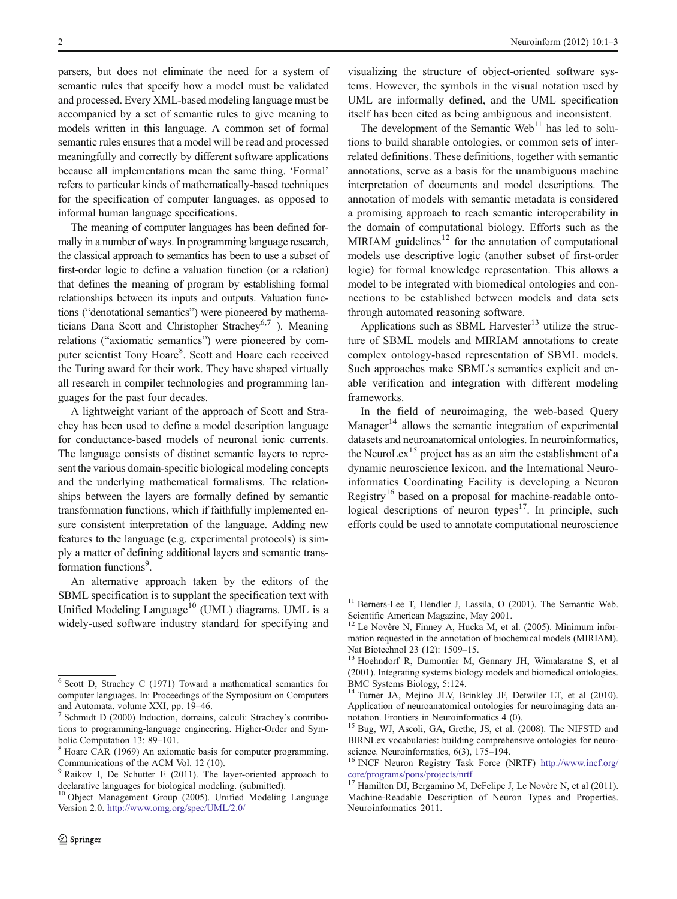parsers, but does not eliminate the need for a system of semantic rules that specify how a model must be validated and processed. Every XML-based modeling language must be accompanied by a set of semantic rules to give meaning to models written in this language. A common set of formal semantic rules ensures that a model will be read and processed meaningfully and correctly by different software applications because all implementations mean the same thing. 'Formal' refers to particular kinds of mathematically-based techniques for the specification of computer languages, as opposed to informal human language specifications.

The meaning of computer languages has been defined formally in a number of ways. In programming language research, the classical approach to semantics has been to use a subset of first-order logic to define a valuation function (or a relation) that defines the meaning of program by establishing formal relationships between its inputs and outputs. Valuation functions ("denotational semantics") were pioneered by mathematicians Dana Scott and Christopher Strachey[6,7] ). Meaning relations ("axiomatic semantics") were pioneered by computer scientist Tony Hoare[8]. Scott and Hoare each received the Turing award for their work. They have shaped virtually all research in compiler technologies and programming languages for the past four decades.

A lightweight variant of the approach of Scott and Strachey has been used to define a model description language for conductance-based models of neuronal ionic currents. The language consists of distinct semantic layers to represent the various domain-specific biological modeling concepts and the underlying mathematical formalisms. The relationships between the layers are formally defined by semantic transformation functions, which if faithfully implemented ensure consistent interpretation of the language. Adding new features to the language (e.g. experimental protocols) is simply a matter of defining additional layers and semantic transformation functions[9].

An alternative approach taken by the editors of the SBML specification is to supplant the specification text with Unified Modeling Language[10] (UML) diagrams. UML is a widely-used software industry standard for specifying and visualizing the structure of object-oriented software systems. However, the symbols in the visual notation used by UML are informally defined, and the UML specification itself has been cited as being ambiguous and inconsistent.

The development of the Semantic Web[11] has led to solutions to build sharable ontologies, or common sets of interrelated definitions. These definitions, together with semantic annotations, serve as a basis for the unambiguous machine interpretation of documents and model descriptions. The annotation of models with semantic metadata is considered a promising approach to reach semantic interoperability in the domain of computational biology. Efforts such as the MIRIAM guidelines[12] for the annotation of computational models use descriptive logic (another subset of first-order logic) for formal knowledge representation. This allows a model to be integrated with biomedical ontologies and connections to be established between models and data sets through automated reasoning software.

Applications such as SBML Harvester[13] utilize the structure of SBML models and MIRIAM annotations to create complex ontology-based representation of SBML models. Such approaches make SBML's semantics explicit and enable verification and integration with different modeling frameworks.

In the field of neuroimaging, the web-based Query Manager[14] allows the semantic integration of experimental datasets and neuroanatomical ontologies. In neuroinformatics, the NeuroLex[15] project has as an aim the establishment of a dynamic neuroscience lexicon, and the International Neuroinformatics Coordinating Facility is developing a Neuron Registry[16] based on a proposal for machine-readable ontological descriptions of neuron types[17]. In principle, such efforts could be used to annotate computational neuroscience

---

[6] Scott D, Strachey C (1971) Toward a mathematical semantics for computer languages. In: Proceedings of the Symposium on Computers and Automata. volume XXI, pp. 19–46.

[7] Schmidt D (2000) Induction, domains, calculi: Strachey's contributions to programming-language engineering. Higher-Order and Symbolic Computation 13: 89–101.

[8] Hoare CAR (1969) An axiomatic basis for computer programming. Communications of the ACM Vol. 12 (10).

[9] Raikov I, De Schutter E (2011). The layer-oriented approach to declarative languages for biological modeling. (submitted).

[10] Object Management Group (2005). Unified Modeling Language Version 2.0. http://www.omg.org/spec/UML/2.0/

[11] Berners-Lee T, Hendler J, Lassila, O (2001). The Semantic Web. Scientific American Magazine, May 2001.

[12] Le Novère N, Finney A, Hucka M, et al. (2005). Minimum information requested in the annotation of biochemical models (MIRIAM). Nat Biotechnol 23 (12): 1509–15.

[13] Hoehndorf R, Dumontier M, Gennary JH, Wimalaratne S, et al (2001). Integrating systems biology models and biomedical ontologies. BMC Systems Biology, 5:124.

[14] Turner JA, Mejino JLV, Brinkley JF, Detwiler LT, et al (2010). Application of neuroanatomical ontologies for neuroimaging data annotation. Frontiers in Neuroinformatics 4 (0).

[15] Bug, WJ, Ascoli, GA, Grethe, JS, et al. (2008). The NIFSTD and BIRNLex vocabularies: building comprehensive ontologies for neuroscience. Neuroinformatics, 6(3), 175–194.

[16] INCF Neuron Registry Task Force (NRTF) http://www.incf.org/core/programs/pons/projects/nrtf

[17] Hamilton DJ, Bergamino M, DeFelipe J, Le Novère N, et al (2011). Machine-Readable Description of Neuron Types and Properties. Neuroinformatics 2011.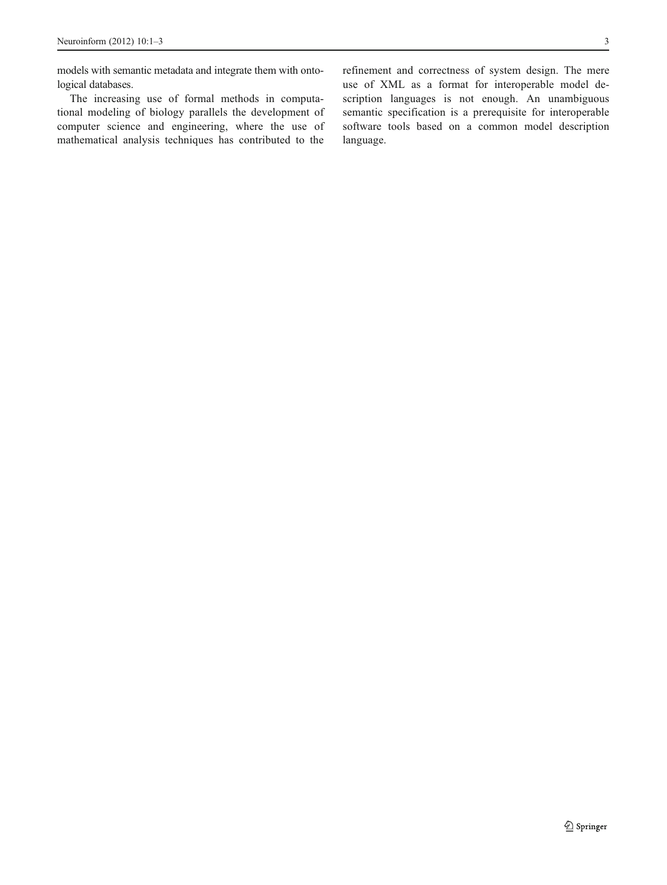models with semantic metadata and integrate them with ontological databases.

The increasing use of formal methods in computational modeling of biology parallels the development of computer science and engineering, where the use of mathematical analysis techniques has contributed to the refinement and correctness of system design. The mere use of XML as a format for interoperable model description languages is not enough. An unambiguous semantic specification is a prerequisite for interoperable software tools based on a common model description language.